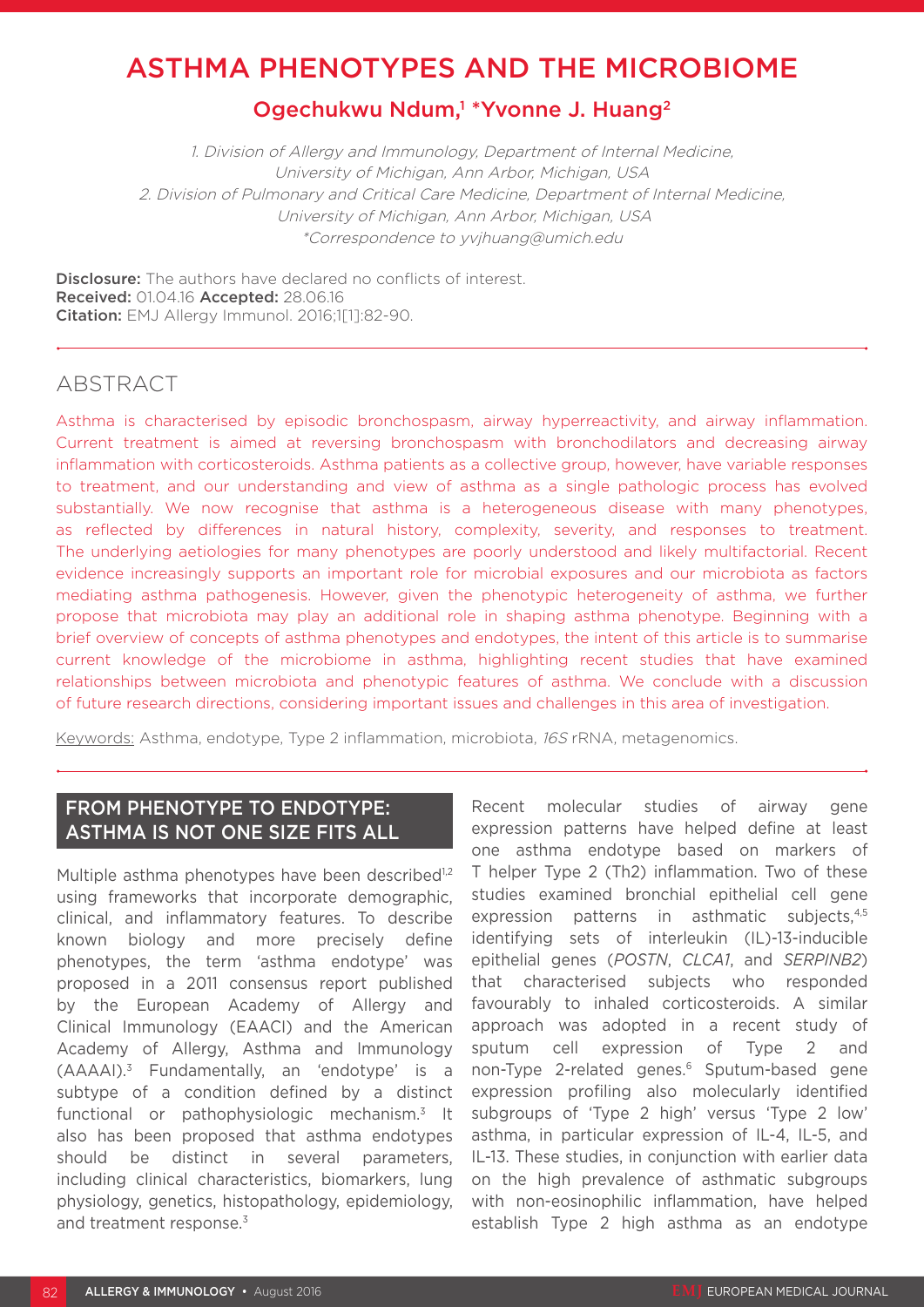# ASTHMA PHENOTYPES AND THE MICROBIOME

## Ogechukwu Ndum,[1] *Yvonne J. Huang[2]

1. Division of Allergy and Immunology, Department of Internal Medicine, University of Michigan, Ann Arbor, Michigan, USA
2. Division of Pulmonary and Critical Care Medicine, Department of Internal Medicine, University of Michigan, Ann Arbor, Michigan, USA
*Correspondence to yvjhuang@umich.edu

**Disclosure:** The authors have declared no conflicts of interest.
**Received:** 01.04.16 **Accepted:** 28.06.16
**Citation:** EMJ Allergy Immunol. 2016;1[1]:82-90.

## ABSTRACT

Asthma is characterised by episodic bronchospasm, airway hyperreactivity, and airway inflammation. Current treatment is aimed at reversing bronchospasm with bronchodilators and decreasing airway inflammation with corticosteroids. Asthma patients as a collective group, however, have variable responses to treatment, and our understanding and view of asthma as a single pathologic process has evolved substantially. We now recognise that asthma is a heterogeneous disease with many phenotypes, as reflected by differences in natural history, complexity, severity, and responses to treatment. The underlying aetiologies for many phenotypes are poorly understood and likely multifactorial. Recent evidence increasingly supports an important role for microbial exposures and our microbiota as factors mediating asthma pathogenesis. However, given the phenotypic heterogeneity of asthma, we further propose that microbiota may play an additional role in shaping asthma phenotype. Beginning with a brief overview of concepts of asthma phenotypes and endotypes, the intent of this article is to summarise current knowledge of the microbiome in asthma, highlighting recent studies that have examined relationships between microbiota and phenotypic features of asthma. We conclude with a discussion of future research directions, considering important issues and challenges in this area of investigation.

Keywords: Asthma, endotype, Type 2 inflammation, microbiota, *16S* rRNA, metagenomics.

## FROM PHENOTYPE TO ENDOTYPE: ASTHMA IS NOT ONE SIZE FITS ALL

Multiple asthma phenotypes have been described[1,2] using frameworks that incorporate demographic, clinical, and inflammatory features. To describe known biology and more precisely define phenotypes, the term 'asthma endotype' was proposed in a 2011 consensus report published by the European Academy of Allergy and Clinical Immunology (EAACI) and the American Academy of Allergy, Asthma and Immunology (AAAAI).[3] Fundamentally, an 'endotype' is a subtype of a condition defined by a distinct functional or pathophysiologic mechanism.[3] It also has been proposed that asthma endotypes should be distinct in several parameters, including clinical characteristics, biomarkers, lung physiology, genetics, histopathology, epidemiology, and treatment response.[3]

Recent molecular studies of airway gene expression patterns have helped define at least one asthma endotype based on markers of T helper Type 2 (Th2) inflammation. Two of these studies examined bronchial epithelial cell gene expression patterns in asthmatic subjects,[4,5] identifying sets of interleukin (IL)-13-inducible epithelial genes (*POSTN*, *CLCA1*, and *SERPINB2*) that characterised subjects who responded favourably to inhaled corticosteroids. A similar approach was adopted in a recent study of sputum cell expression of Type 2 and non-Type 2-related genes.[6] Sputum-based gene expression profiling also molecularly identified subgroups of 'Type 2 high' versus 'Type 2 low' asthma, in particular expression of IL-4, IL-5, and IL-13. These studies, in conjunction with earlier data on the high prevalence of asthmatic subgroups with non-eosinophilic inflammation, have helped establish Type 2 high asthma as an endotype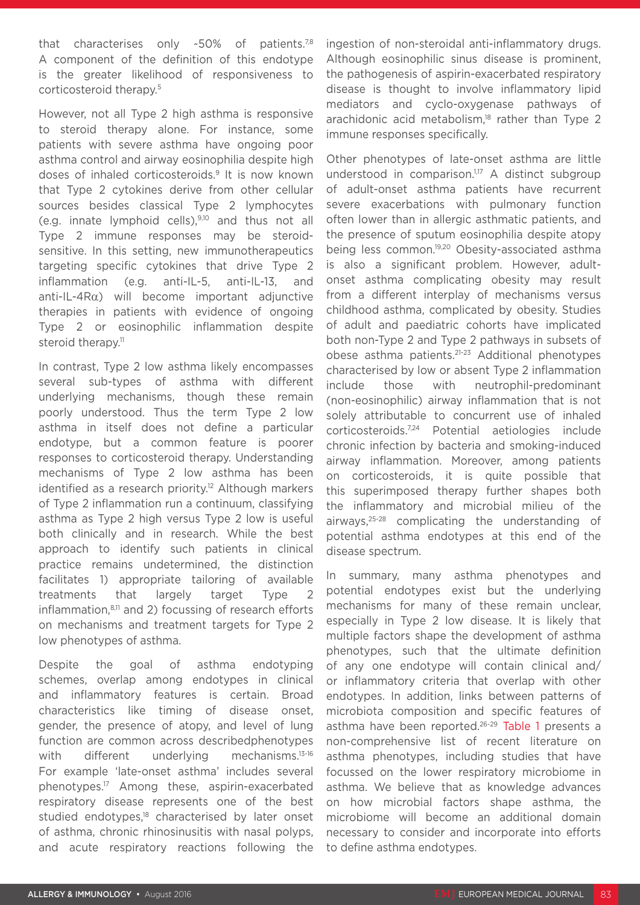that characterises only ~50% of patients.[7,8] A component of the definition of this endotype is the greater likelihood of responsiveness to corticosteroid therapy.[5]

However, not all Type 2 high asthma is responsive to steroid therapy alone. For instance, some patients with severe asthma have ongoing poor asthma control and airway eosinophilia despite high doses of inhaled corticosteroids.[9] It is now known that Type 2 cytokines derive from other cellular sources besides classical Type 2 lymphocytes (e.g. innate lymphoid cells),[9,10] and thus not all Type 2 immune responses may be steroid-sensitive. In this setting, new immunotherapeutics targeting specific cytokines that drive Type 2 inflammation (e.g. anti-IL-5, anti-IL-13, and anti-IL-4Rα) will become important adjunctive therapies in patients with evidence of ongoing Type 2 or eosinophilic inflammation despite steroid therapy.[11]

In contrast, Type 2 low asthma likely encompasses several sub-types of asthma with different underlying mechanisms, though these remain poorly understood. Thus the term Type 2 low asthma in itself does not define a particular endotype, but a common feature is poorer responses to corticosteroid therapy. Understanding mechanisms of Type 2 low asthma has been identified as a research priority.[12] Although markers of Type 2 inflammation run a continuum, classifying asthma as Type 2 high versus Type 2 low is useful both clinically and in research. While the best approach to identify such patients in clinical practice remains undetermined, the distinction facilitates 1) appropriate tailoring of available treatments that largely target Type 2 inflammation,[8,11] and 2) focussing of research efforts on mechanisms and treatment targets for Type 2 low phenotypes of asthma.

Despite the goal of asthma endotyping schemes, overlap among endotypes in clinical and inflammatory features is certain. Broad characteristics like timing of disease onset, gender, the presence of atopy, and level of lung function are common across describedphenotypes with different underlying mechanisms.[13-16] For example 'late-onset asthma' includes several phenotypes.[17] Among these, aspirin-exacerbated respiratory disease represents one of the best studied endotypes,[18] characterised by later onset of asthma, chronic rhinosinusitis with nasal polyps, and acute respiratory reactions following the ingestion of non-steroidal anti-inflammatory drugs. Although eosinophilic sinus disease is prominent, the pathogenesis of aspirin-exacerbated respiratory disease is thought to involve inflammatory lipid mediators and cyclo-oxygenase pathways of arachidonic acid metabolism,[18] rather than Type 2 immune responses specifically.

Other phenotypes of late-onset asthma are little understood in comparison.[1,17] A distinct subgroup of adult-onset asthma patients have recurrent severe exacerbations with pulmonary function often lower than in allergic asthmatic patients, and the presence of sputum eosinophilia despite atopy being less common.[19,20] Obesity-associated asthma is also a significant problem. However, adult-onset asthma complicating obesity may result from a different interplay of mechanisms versus childhood asthma, complicated by obesity. Studies of adult and paediatric cohorts have implicated both non-Type 2 and Type 2 pathways in subsets of obese asthma patients.[21-23] Additional phenotypes characterised by low or absent Type 2 inflammation include those with neutrophil-predominant (non-eosinophilic) airway inflammation that is not solely attributable to concurrent use of inhaled corticosteroids.[7,24] Potential aetiologies include chronic infection by bacteria and smoking-induced airway inflammation. Moreover, among patients on corticosteroids, it is quite possible that this superimposed therapy further shapes both the inflammatory and microbial milieu of the airways,[25-28] complicating the understanding of potential asthma endotypes at this end of the disease spectrum.

In summary, many asthma phenotypes and potential endotypes exist but the underlying mechanisms for many of these remain unclear, especially in Type 2 low disease. It is likely that multiple factors shape the development of asthma phenotypes, such that the ultimate definition of any one endotype will contain clinical and/or inflammatory criteria that overlap with other endotypes. In addition, links between patterns of microbiota composition and specific features of asthma have been reported.[26-29] Table 1 presents a non-comprehensive list of recent literature on asthma phenotypes, including studies that have focussed on the lower respiratory microbiome in asthma. We believe that as knowledge advances on how microbial factors shape asthma, the microbiome will become an additional domain necessary to consider and incorporate into efforts to define asthma endotypes.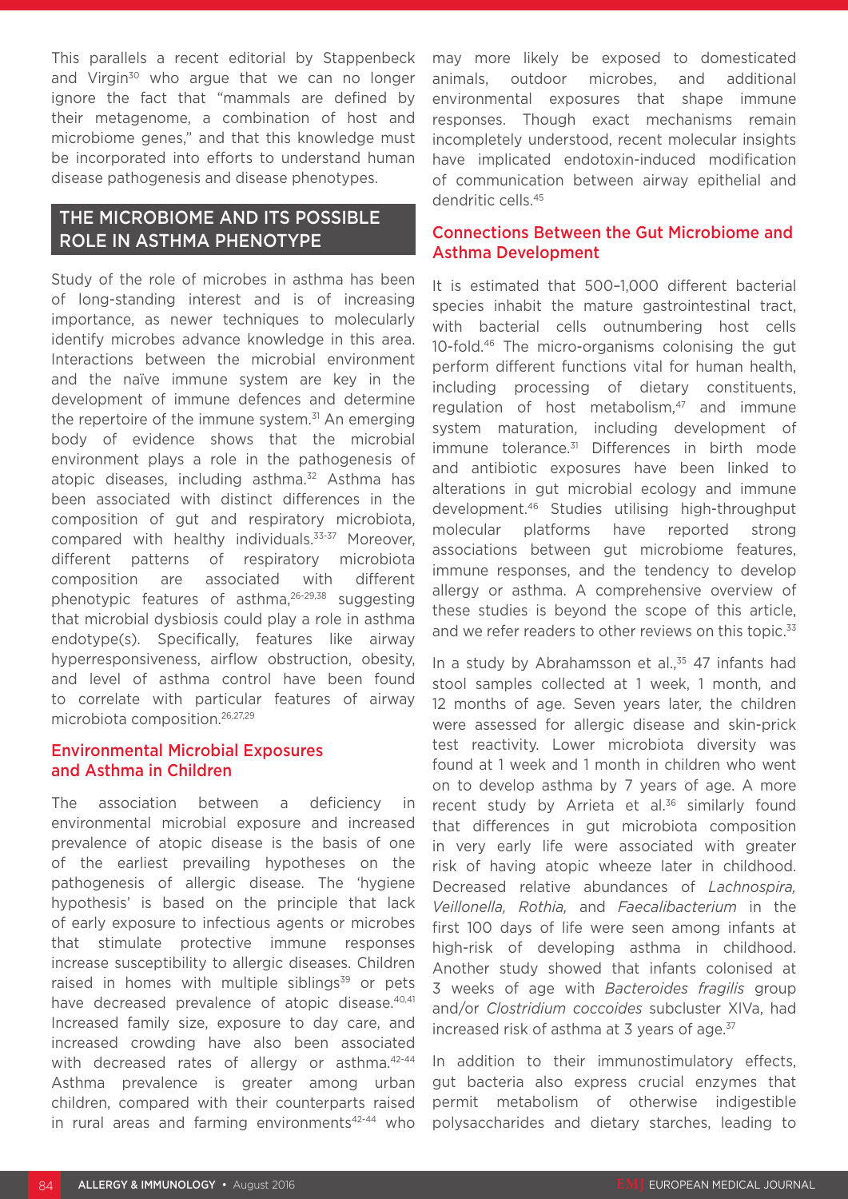This parallels a recent editorial by Stappenbeck and Virgin[30] who argue that we can no longer ignore the fact that "mammals are defined by their metagenome, a combination of host and microbiome genes," and that this knowledge must be incorporated into efforts to understand human disease pathogenesis and disease phenotypes.

## THE MICROBIOME AND ITS POSSIBLE ROLE IN ASTHMA PHENOTYPE

Study of the role of microbes in asthma has been of long-standing interest and is of increasing importance, as newer techniques to molecularly identify microbes advance knowledge in this area. Interactions between the microbial environment and the naïve immune system are key in the development of immune defences and determine the repertoire of the immune system.[31] An emerging body of evidence shows that the microbial environment plays a role in the pathogenesis of atopic diseases, including asthma.[32] Asthma has been associated with distinct differences in the composition of gut and respiratory microbiota, compared with healthy individuals.[33-37] Moreover, different patterns of respiratory microbiota composition are associated with different phenotypic features of asthma,[26-29,38] suggesting that microbial dysbiosis could play a role in asthma endotype(s). Specifically, features like airway hyperresponsiveness, airflow obstruction, obesity, and level of asthma control have been found to correlate with particular features of airway microbiota composition.[26,27,29]

### Environmental Microbial Exposures and Asthma in Children

The association between a deficiency in environmental microbial exposure and increased prevalence of atopic disease is the basis of one of the earliest prevailing hypotheses on the pathogenesis of allergic disease. The 'hygiene hypothesis' is based on the principle that lack of early exposure to infectious agents or microbes that stimulate protective immune responses increase susceptibility to allergic diseases. Children raised in homes with multiple siblings[39] or pets have decreased prevalence of atopic disease.[40,41] Increased family size, exposure to day care, and increased crowding have also been associated with decreased rates of allergy or asthma.[42-44] Asthma prevalence is greater among urban children, compared with their counterparts raised in rural areas and farming environments[42-44] who may more likely be exposed to domesticated animals, outdoor microbes, and additional environmental exposures that shape immune responses. Though exact mechanisms remain incompletely understood, recent molecular insights have implicated endotoxin-induced modification of communication between airway epithelial and dendritic cells.[45]

### Connections Between the Gut Microbiome and Asthma Development

It is estimated that 500–1,000 different bacterial species inhabit the mature gastrointestinal tract, with bacterial cells outnumbering host cells 10-fold.[46] The micro-organisms colonising the gut perform different functions vital for human health, including processing of dietary constituents, regulation of host metabolism,[47] and immune system maturation, including development of immune tolerance.[31] Differences in birth mode and antibiotic exposures have been linked to alterations in gut microbial ecology and immune development.[46] Studies utilising high-throughput molecular platforms have reported strong associations between gut microbiome features, immune responses, and the tendency to develop allergy or asthma. A comprehensive overview of these studies is beyond the scope of this article, and we refer readers to other reviews on this topic.[33]

In a study by Abrahamsson et al.,[35] 47 infants had stool samples collected at 1 week, 1 month, and 12 months of age. Seven years later, the children were assessed for allergic disease and skin-prick test reactivity. Lower microbiota diversity was found at 1 week and 1 month in children who went on to develop asthma by 7 years of age. A more recent study by Arrieta et al.[36] similarly found that differences in gut microbiota composition in very early life were associated with greater risk of having atopic wheeze later in childhood. Decreased relative abundances of *Lachnospira, Veillonella, Rothia,* and *Faecalibacterium* in the first 100 days of life were seen among infants at high-risk of developing asthma in childhood. Another study showed that infants colonised at 3 weeks of age with *Bacteroides fragilis* group and/or *Clostridium coccoides* subcluster XIVa, had increased risk of asthma at 3 years of age.[37]

In addition to their immunostimulatory effects, gut bacteria also express crucial enzymes that permit metabolism of otherwise indigestible polysaccharides and dietary starches, leading to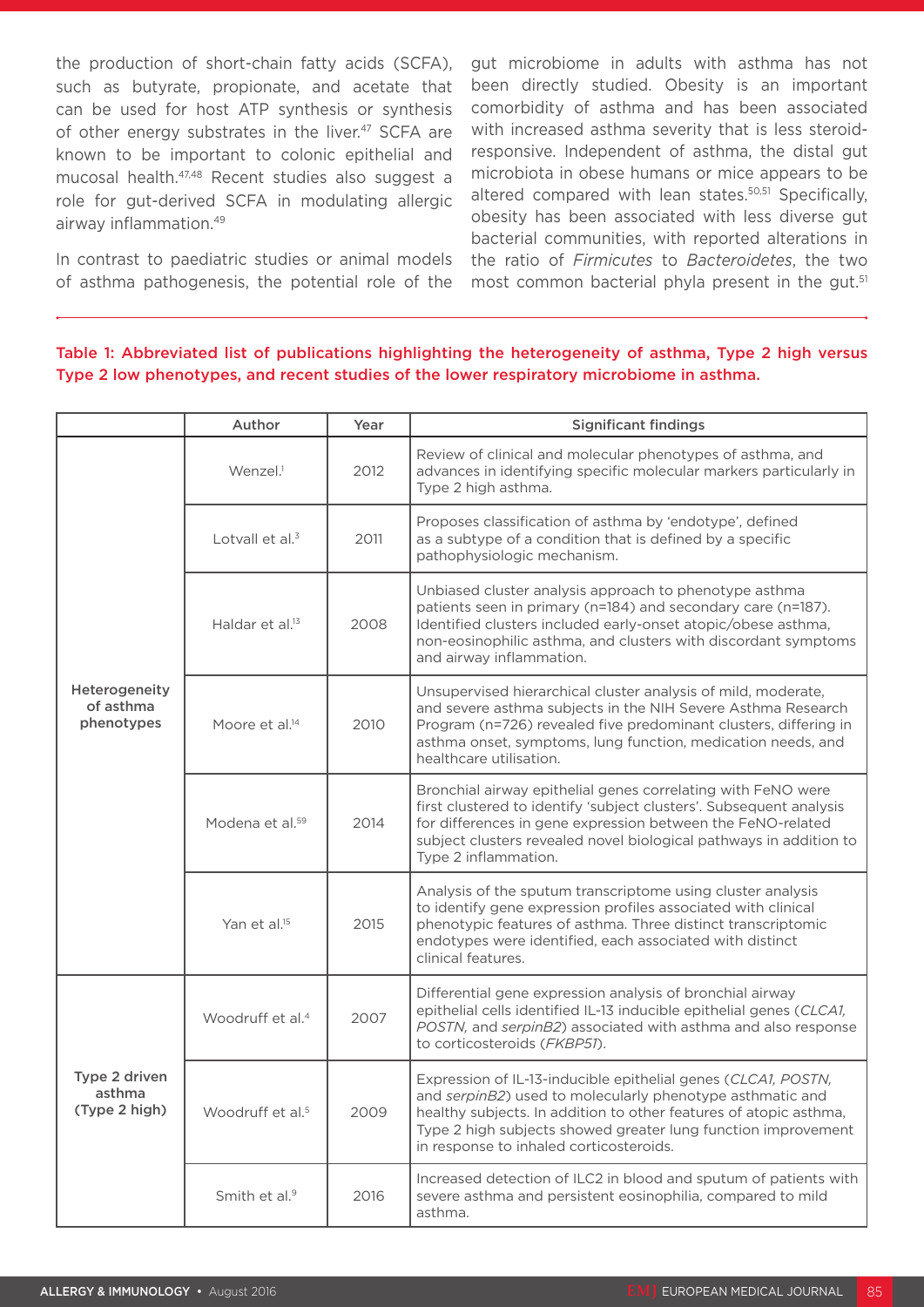the production of short-chain fatty acids (SCFA), such as butyrate, propionate, and acetate that can be used for host ATP synthesis or synthesis of other energy substrates in the liver.[47] SCFA are known to be important to colonic epithelial and mucosal health.[47,48] Recent studies also suggest a role for gut-derived SCFA in modulating allergic airway inflammation.[49]

In contrast to paediatric studies or animal models of asthma pathogenesis, the potential role of the gut microbiome in adults with asthma has not been directly studied. Obesity is an important comorbidity of asthma and has been associated with increased asthma severity that is less steroid-responsive. Independent of asthma, the distal gut microbiota in obese humans or mice appears to be altered compared with lean states.[50,51] Specifically, obesity has been associated with less diverse gut bacterial communities, with reported alterations in the ratio of *Firmicutes* to *Bacteroidetes*, the two most common bacterial phyla present in the gut.[51]

**Table 1: Abbreviated list of publications highlighting the heterogeneity of asthma, Type 2 high versus Type 2 low phenotypes, and recent studies of the lower respiratory microbiome in asthma.**

| | Author | Year | Significant findings |
|---|---|---|---|
| **Heterogeneity of asthma phenotypes** | Wenzel.[1] | 2012 | Review of clinical and molecular phenotypes of asthma, and advances in identifying specific molecular markers particularly in Type 2 high asthma. |
| | Lotvall et al.[3] | 2011 | Proposes classification of asthma by 'endotype', defined as a subtype of a condition that is defined by a specific pathophysiologic mechanism. |
| | Haldar et al.[13] | 2008 | Unbiased cluster analysis approach to phenotype asthma patients seen in primary (n=184) and secondary care (n=187). Identified clusters included early-onset atopic/obese asthma, non-eosinophilic asthma, and clusters with discordant symptoms and airway inflammation. |
| | Moore et al.[14] | 2010 | Unsupervised hierarchical cluster analysis of mild, moderate, and severe asthma subjects in the NIH Severe Asthma Research Program (n=726) revealed five predominant clusters, differing in asthma onset, symptoms, lung function, medication needs, and healthcare utilisation. |
| | Modena et al.[59] | 2014 | Bronchial airway epithelial genes correlating with FeNO were first clustered to identify 'subject clusters'. Subsequent analysis for differences in gene expression between the FeNO-related subject clusters revealed novel biological pathways in addition to Type 2 inflammation. |
| | Yan et al.[15] | 2015 | Analysis of the sputum transcriptome using cluster analysis to identify gene expression profiles associated with clinical phenotypic features of asthma. Three distinct transcriptomic endotypes were identified, each associated with distinct clinical features. |
| **Type 2 driven asthma (Type 2 high)** | Woodruff et al.[4] | 2007 | Differential gene expression analysis of bronchial airway epithelial cells identified IL-13 inducible epithelial genes (*CLCA1, POSTN,* and *serpinB2*) associated with asthma and also response to corticosteroids (*FKBP51*). |
| | Woodruff et al.[5] | 2009 | Expression of IL-13-inducible epithelial genes (*CLCA1, POSTN,* and *serpinB2*) used to molecularly phenotype asthmatic and healthy subjects. In addition to other features of atopic asthma, Type 2 high subjects showed greater lung function improvement in response to inhaled corticosteroids. |
| | Smith et al.[9] | 2016 | Increased detection of ILC2 in blood and sputum of patients with severe asthma and persistent eosinophilia, compared to mild asthma. |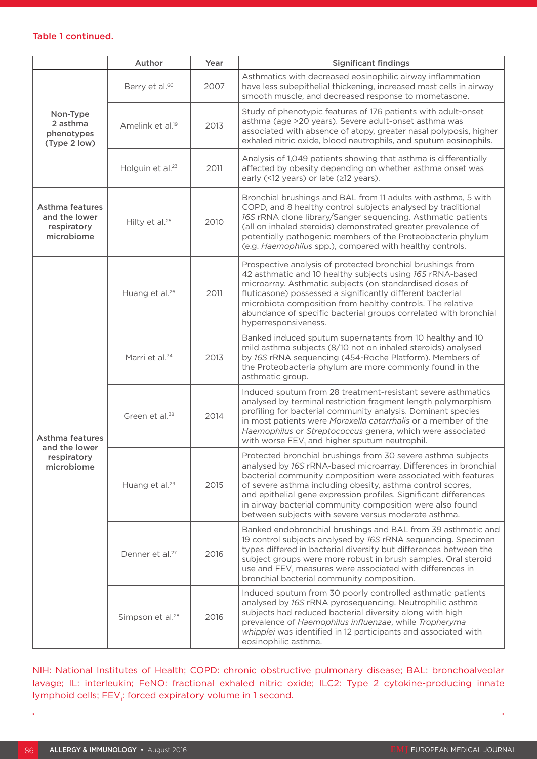Table 1 continued.

| | Author | Year | Significant findings |
|---|---|---|---|
| Non-Type 2 asthma phenotypes (Type 2 low) | Berry et al.[60] | 2007 | Asthmatics with decreased eosinophilic airway inflammation have less subepithelial thickening, increased mast cells in airway smooth muscle, and decreased response to mometasone. |
| | Amelink et al.[19] | 2013 | Study of phenotypic features of 176 patients with adult-onset asthma (age >20 years). Severe adult-onset asthma was associated with absence of atopy, greater nasal polyposis, higher exhaled nitric oxide, blood neutrophils, and sputum eosinophils. |
| | Holguin et al.[23] | 2011 | Analysis of 1,049 patients showing that asthma is differentially affected by obesity depending on whether asthma onset was early (<12 years) or late (≥12 years). |
| Asthma features and the lower respiratory microbiome | Hilty et al.[25] | 2010 | Bronchial brushings and BAL from 11 adults with asthma, 5 with COPD, and 8 healthy control subjects analysed by traditional *16S* rRNA clone library/Sanger sequencing. Asthmatic patients (all on inhaled steroids) demonstrated greater prevalence of potentially pathogenic members of the Proteobacteria phylum (e.g. *Haemophilus* spp.), compared with healthy controls. |
| Asthma features and the lower respiratory microbiome | Huang et al.[26] | 2011 | Prospective analysis of protected bronchial brushings from 42 asthmatic and 10 healthy subjects using *16S* rRNA-based microarray. Asthmatic subjects (on standardised doses of fluticasone) possessed a significantly different bacterial microbiota composition from healthy controls. The relative abundance of specific bacterial groups correlated with bronchial hyperresponsiveness. |
| | Marri et al.[34] | 2013 | Banked induced sputum supernatants from 10 healthy and 10 mild asthma subjects (8/10 not on inhaled steroids) analysed by *16S* rRNA sequencing (454-Roche Platform). Members of the Proteobacteria phylum are more commonly found in the asthmatic group. |
| | Green et al.[38] | 2014 | Induced sputum from 28 treatment-resistant severe asthmatics analysed by terminal restriction fragment length polymorphism profiling for bacterial community analysis. Dominant species in most patients were *Moraxella catarrhalis* or a member of the *Haemophilus* or *Streptococcus* genera, which were associated with worse $FEV_1$ and higher sputum neutrophil. |
| | Huang et al.[29] | 2015 | Protected bronchial brushings from 30 severe asthma subjects analysed by *16S* rRNA-based microarray. Differences in bronchial bacterial community composition were associated with features of severe asthma including obesity, asthma control scores, and epithelial gene expression profiles. Significant differences in airway bacterial community composition were also found between subjects with severe versus moderate asthma. |
| | Denner et al.[27] | 2016 | Banked endobronchial brushings and BAL from 39 asthmatic and 19 control subjects analysed by *16S* rRNA sequencing. Specimen types differed in bacterial diversity but differences between the subject groups were more robust in brush samples. Oral steroid use and $FEV_1$ measures were associated with differences in bronchial bacterial community composition. |
| | Simpson et al.[28] | 2016 | Induced sputum from 30 poorly controlled asthmatic patients analysed by *16S* rRNA pyrosequencing. Neutrophilic asthma subjects had reduced bacterial diversity along with high prevalence of *Haemophilus influenzae*, while *Tropheryma whipplei* was identified in 12 participants and associated with eosinophilic asthma. |

NIH: National Institutes of Health; COPD: chronic obstructive pulmonary disease; BAL: bronchoalveolar lavage; IL: interleukin; FeNO: fractional exhaled nitric oxide; ILC2: Type 2 cytokine-producing innate lymphoid cells; $FEV_1$: forced expiratory volume in 1 second.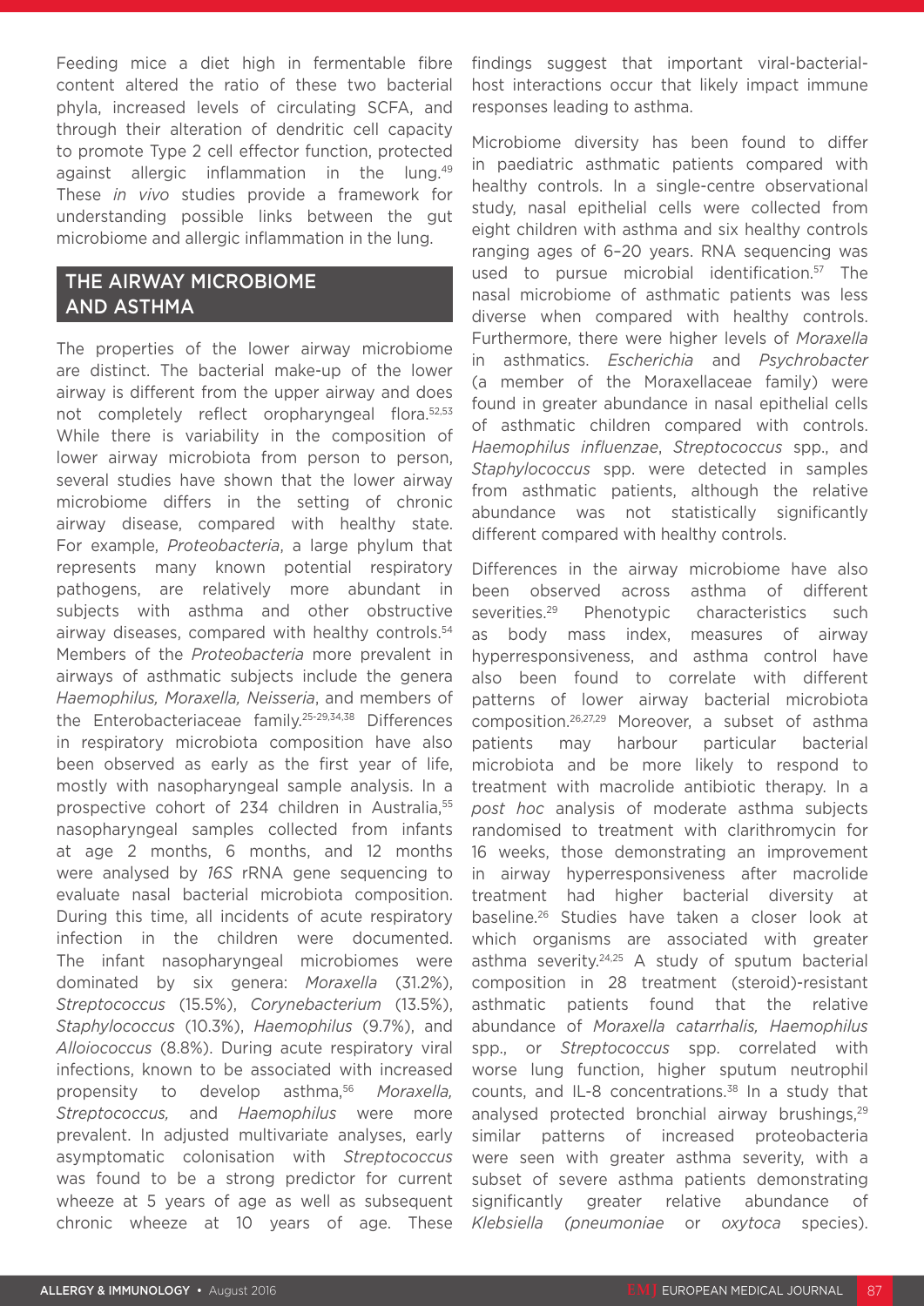Feeding mice a diet high in fermentable fibre content altered the ratio of these two bacterial phyla, increased levels of circulating SCFA, and through their alteration of dendritic cell capacity to promote Type 2 cell effector function, protected against allergic inflammation in the lung.[49] These *in vivo* studies provide a framework for understanding possible links between the gut microbiome and allergic inflammation in the lung.

## THE AIRWAY MICROBIOME AND ASTHMA

The properties of the lower airway microbiome are distinct. The bacterial make-up of the lower airway is different from the upper airway and does not completely reflect oropharyngeal flora.[52,53] While there is variability in the composition of lower airway microbiota from person to person, several studies have shown that the lower airway microbiome differs in the setting of chronic airway disease, compared with healthy state. For example, *Proteobacteria*, a large phylum that represents many known potential respiratory pathogens, are relatively more abundant in subjects with asthma and other obstructive airway diseases, compared with healthy controls.[54] Members of the *Proteobacteria* more prevalent in airways of asthmatic subjects include the genera *Haemophilus, Moraxella, Neisseria*, and members of the Enterobacteriaceae family.[25-29,34,38] Differences in respiratory microbiota composition have also been observed as early as the first year of life, mostly with nasopharyngeal sample analysis. In a prospective cohort of 234 children in Australia,[55] nasopharyngeal samples collected from infants at age 2 months, 6 months, and 12 months were analysed by *16S* rRNA gene sequencing to evaluate nasal bacterial microbiota composition. During this time, all incidents of acute respiratory infection in the children were documented. The infant nasopharyngeal microbiomes were dominated by six genera: *Moraxella* (31.2%), *Streptococcus* (15.5%), *Corynebacterium* (13.5%), *Staphylococcus* (10.3%), *Haemophilus* (9.7%), and *Alloiococcus* (8.8%). During acute respiratory viral infections, known to be associated with increased propensity to develop asthma,[56] *Moraxella, Streptococcus,* and *Haemophilus* were more prevalent. In adjusted multivariate analyses, early asymptomatic colonisation with *Streptococcus* was found to be a strong predictor for current wheeze at 5 years of age as well as subsequent chronic wheeze at 10 years of age. These findings suggest that important viral-bacterial-host interactions occur that likely impact immune responses leading to asthma.

Microbiome diversity has been found to differ in paediatric asthmatic patients compared with healthy controls. In a single-centre observational study, nasal epithelial cells were collected from eight children with asthma and six healthy controls ranging ages of 6–20 years. RNA sequencing was used to pursue microbial identification.[57] The nasal microbiome of asthmatic patients was less diverse when compared with healthy controls. Furthermore, there were higher levels of *Moraxella* in asthmatics. *Escherichia* and *Psychrobacter* (a member of the Moraxellaceae family) were found in greater abundance in nasal epithelial cells of asthmatic children compared with controls. *Haemophilus influenzae*, *Streptococcus* spp., and *Staphylococcus* spp. were detected in samples from asthmatic patients, although the relative abundance was not statistically significantly different compared with healthy controls.

Differences in the airway microbiome have also been observed across asthma of different severities.[29] Phenotypic characteristics such as body mass index, measures of airway hyperresponsiveness, and asthma control have also been found to correlate with different patterns of lower airway bacterial microbiota composition.[26,27,29] Moreover, a subset of asthma patients may harbour particular bacterial microbiota and be more likely to respond to treatment with macrolide antibiotic therapy. In a *post hoc* analysis of moderate asthma subjects randomised to treatment with clarithromycin for 16 weeks, those demonstrating an improvement in airway hyperresponsiveness after macrolide treatment had higher bacterial diversity at baseline.[26] Studies have taken a closer look at which organisms are associated with greater asthma severity.[24,25] A study of sputum bacterial composition in 28 treatment (steroid)-resistant asthmatic patients found that the relative abundance of *Moraxella catarrhalis, Haemophilus* spp., or *Streptococcus* spp. correlated with worse lung function, higher sputum neutrophil counts, and IL-8 concentrations.[38] In a study that analysed protected bronchial airway brushings,[29] similar patterns of increased proteobacteria were seen with greater asthma severity, with a subset of severe asthma patients demonstrating significantly greater relative abundance of *Klebsiella (pneumoniae* or *oxytoca* species).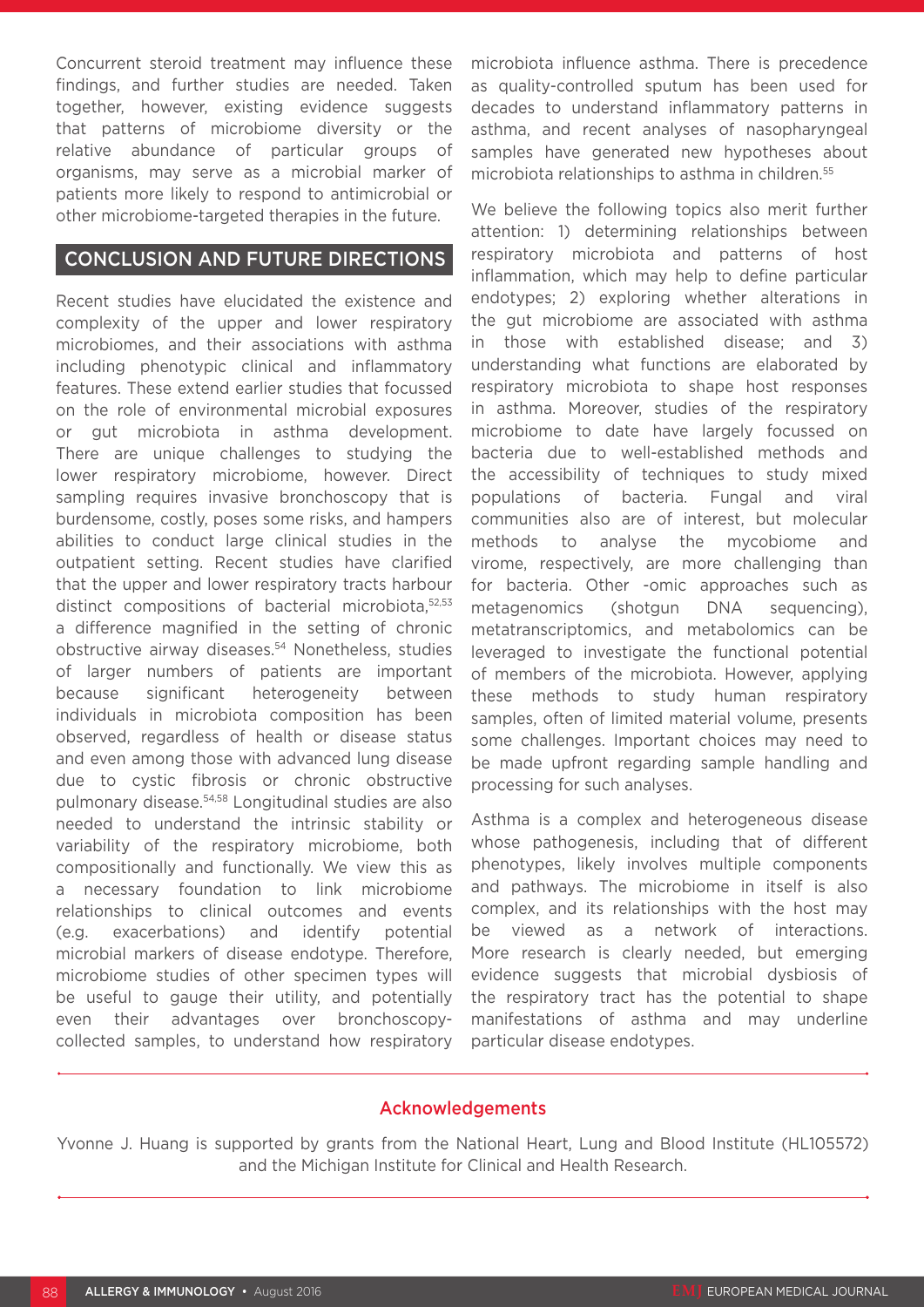Concurrent steroid treatment may influence these findings, and further studies are needed. Taken together, however, existing evidence suggests that patterns of microbiome diversity or the relative abundance of particular groups of organisms, may serve as a microbial marker of patients more likely to respond to antimicrobial or other microbiome-targeted therapies in the future.

## CONCLUSION AND FUTURE DIRECTIONS

Recent studies have elucidated the existence and complexity of the upper and lower respiratory microbiomes, and their associations with asthma including phenotypic clinical and inflammatory features. These extend earlier studies that focussed on the role of environmental microbial exposures or gut microbiota in asthma development. There are unique challenges to studying the lower respiratory microbiome, however. Direct sampling requires invasive bronchoscopy that is burdensome, costly, poses some risks, and hampers abilities to conduct large clinical studies in the outpatient setting. Recent studies have clarified that the upper and lower respiratory tracts harbour distinct compositions of bacterial microbiota,[52,53] a difference magnified in the setting of chronic obstructive airway diseases.[54] Nonetheless, studies of larger numbers of patients are important because significant heterogeneity between individuals in microbiota composition has been observed, regardless of health or disease status and even among those with advanced lung disease due to cystic fibrosis or chronic obstructive pulmonary disease.[54,58] Longitudinal studies are also needed to understand the intrinsic stability or variability of the respiratory microbiome, both compositionally and functionally. We view this as a necessary foundation to link microbiome relationships to clinical outcomes and events (e.g. exacerbations) and identify potential microbial markers of disease endotype. Therefore, microbiome studies of other specimen types will be useful to gauge their utility, and potentially even their advantages over bronchoscopy-collected samples, to understand how respiratory microbiota influence asthma. There is precedence as quality-controlled sputum has been used for decades to understand inflammatory patterns in asthma, and recent analyses of nasopharyngeal samples have generated new hypotheses about microbiota relationships to asthma in children.[55]

We believe the following topics also merit further attention: 1) determining relationships between respiratory microbiota and patterns of host inflammation, which may help to define particular endotypes; 2) exploring whether alterations in the gut microbiome are associated with asthma in those with established disease; and 3) understanding what functions are elaborated by respiratory microbiota to shape host responses in asthma. Moreover, studies of the respiratory microbiome to date have largely focussed on bacteria due to well-established methods and the accessibility of techniques to study mixed populations of bacteria. Fungal and viral communities also are of interest, but molecular methods to analyse the mycobiome and virome, respectively, are more challenging than for bacteria. Other -omic approaches such as metagenomics (shotgun DNA sequencing), metatranscriptomics, and metabolomics can be leveraged to investigate the functional potential of members of the microbiota. However, applying these methods to study human respiratory samples, often of limited material volume, presents some challenges. Important choices may need to be made upfront regarding sample handling and processing for such analyses.

Asthma is a complex and heterogeneous disease whose pathogenesis, including that of different phenotypes, likely involves multiple components and pathways. The microbiome in itself is also complex, and its relationships with the host may be viewed as a network of interactions. More research is clearly needed, but emerging evidence suggests that microbial dysbiosis of the respiratory tract has the potential to shape manifestations of asthma and may underline particular disease endotypes.

### Acknowledgements

Yvonne J. Huang is supported by grants from the National Heart, Lung and Blood Institute (HL105572) and the Michigan Institute for Clinical and Health Research.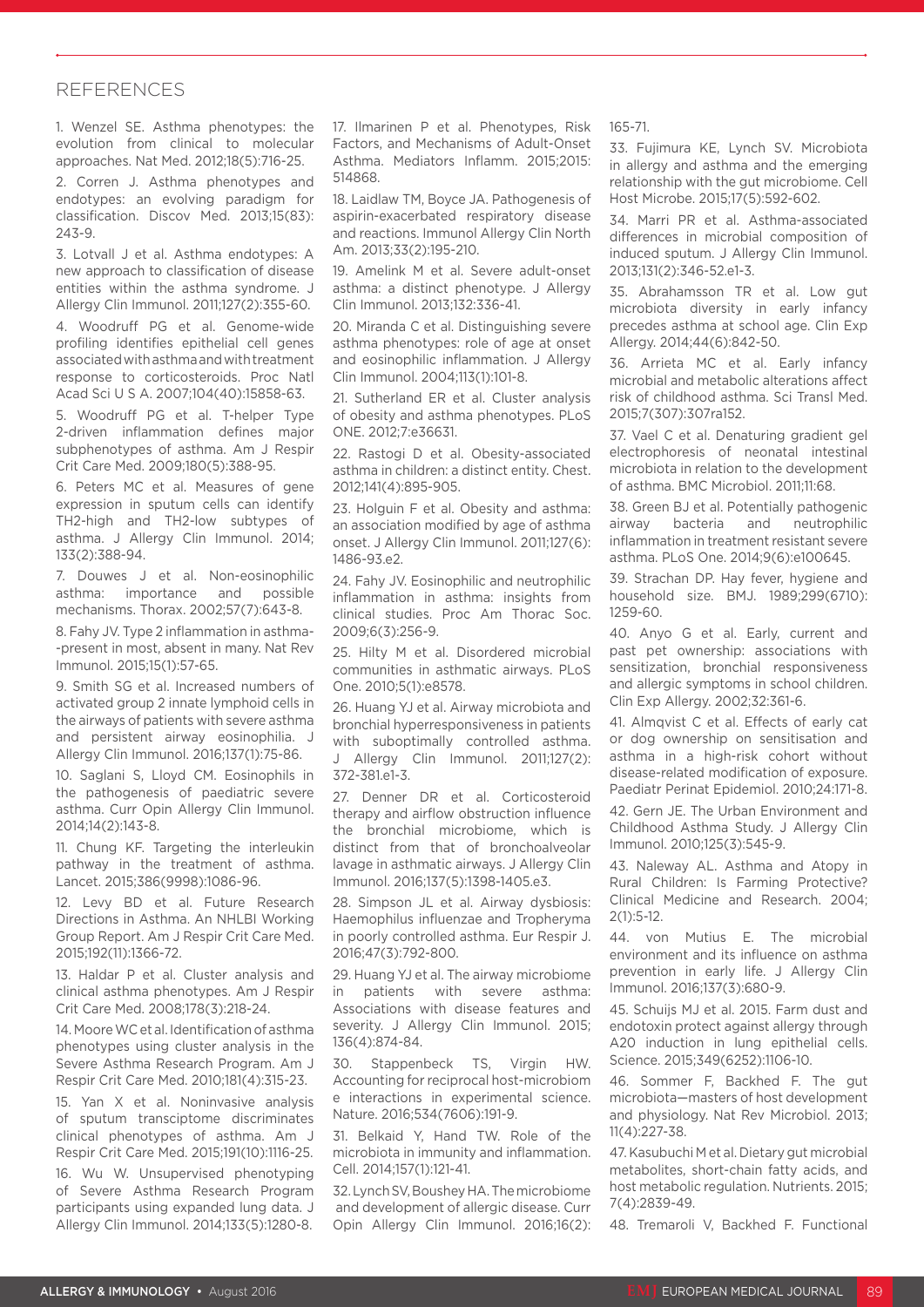## REFERENCES

1. Wenzel SE. Asthma phenotypes: the evolution from clinical to molecular approaches. Nat Med. 2012;18(5):716-25.

2. Corren J. Asthma phenotypes and endotypes: an evolving paradigm for classification. Discov Med. 2013;15(83):243-9.

3. Lotvall J et al. Asthma endotypes: A new approach to classification of disease entities within the asthma syndrome. J Allergy Clin Immunol. 2011;127(2):355-60.

4. Woodruff PG et al. Genome-wide profiling identifies epithelial cell genes associated with asthma and with treatment response to corticosteroids. Proc Natl Acad Sci U S A. 2007;104(40):15858-63.

5. Woodruff PG et al. T-helper Type 2-driven inflammation defines major subphenotypes of asthma. Am J Respir Crit Care Med. 2009;180(5):388-95.

6. Peters MC et al. Measures of gene expression in sputum cells can identify TH2-high and TH2-low subtypes of asthma. J Allergy Clin Immunol. 2014;133(2):388-94.

7. Douwes J et al. Non-eosinophilic asthma: importance and possible mechanisms. Thorax. 2002;57(7):643-8.

8. Fahy JV. Type 2 inflammation in asthma--present in most, absent in many. Nat Rev Immunol. 2015;15(1):57-65.

9. Smith SG et al. Increased numbers of activated group 2 innate lymphoid cells in the airways of patients with severe asthma and persistent airway eosinophilia. J Allergy Clin Immunol. 2016;137(1):75-86.

10. Saglani S, Lloyd CM. Eosinophils in the pathogenesis of paediatric severe asthma. Curr Opin Allergy Clin Immunol. 2014;14(2):143-8.

11. Chung KF. Targeting the interleukin pathway in the treatment of asthma. Lancet. 2015;386(9998):1086-96.

12. Levy BD et al. Future Research Directions in Asthma. An NHLBI Working Group Report. Am J Respir Crit Care Med. 2015;192(11):1366-72.

13. Haldar P et al. Cluster analysis and clinical asthma phenotypes. Am J Respir Crit Care Med. 2008;178(3):218-24.

14. Moore WC et al. Identification of asthma phenotypes using cluster analysis in the Severe Asthma Research Program. Am J Respir Crit Care Med. 2010;181(4):315-23.

15. Yan X et al. Noninvasive analysis of sputum transciptome discriminates clinical phenotypes of asthma. Am J Respir Crit Care Med. 2015;191(10):1116-25.

16. Wu W. Unsupervised phenotyping of Severe Asthma Research Program participants using expanded lung data. J Allergy Clin Immunol. 2014;133(5):1280-8.

17. Ilmarinen P et al. Phenotypes, Risk Factors, and Mechanisms of Adult-Onset Asthma. Mediators Inflamm. 2015;2015:514868.

18. Laidlaw TM, Boyce JA. Pathogenesis of aspirin-exacerbated respiratory disease and reactions. Immunol Allergy Clin North Am. 2013;33(2):195-210.

19. Amelink M et al. Severe adult-onset asthma: a distinct phenotype. J Allergy Clin Immunol. 2013;132:336-41.

20. Miranda C et al. Distinguishing severe asthma phenotypes: role of age at onset and eosinophilic inflammation. J Allergy Clin Immunol. 2004;113(1):101-8.

21. Sutherland ER et al. Cluster analysis of obesity and asthma phenotypes. PLoS ONE. 2012;7:e36631.

22. Rastogi D et al. Obesity-associated asthma in children: a distinct entity. Chest. 2012;141(4):895-905.

23. Holguin F et al. Obesity and asthma: an association modified by age of asthma onset. J Allergy Clin Immunol. 2011;127(6):1486-93.e2.

24. Fahy JV. Eosinophilic and neutrophilic inflammation in asthma: insights from clinical studies. Proc Am Thorac Soc. 2009;6(3):256-9.

25. Hilty M et al. Disordered microbial communities in asthmatic airways. PLoS One. 2010;5(1):e8578.

26. Huang YJ et al. Airway microbiota and bronchial hyperresponsiveness in patients with suboptimally controlled asthma. J Allergy Clin Immunol. 2011;127(2):372-381.e1-3.

27. Denner DR et al. Corticosteroid therapy and airflow obstruction influence the bronchial microbiome, which is distinct from that of bronchoalveolar lavage in asthmatic airways. J Allergy Clin Immunol. 2016;137(5):1398-1405.e3.

28. Simpson JL et al. Airway dysbiosis: Haemophilus influenzae and Tropheryma in poorly controlled asthma. Eur Respir J. 2016;47(3):792-800.

29. Huang YJ et al. The airway microbiome in patients with severe asthma: Associations with disease features and severity. J Allergy Clin Immunol. 2015;136(4):874-84.

30. Stappenbeck TS, Virgin HW. Accounting for reciprocal host-microbiome interactions in experimental science. Nature. 2016;534(7606):191-9.

31. Belkaid Y, Hand TW. Role of the microbiota in immunity and inflammation. Cell. 2014;157(1):121-41.

32. Lynch SV, Boushey HA. The microbiome and development of allergic disease. Curr Opin Allergy Clin Immunol. 2016;16(2):165-71.

33. Fujimura KE, Lynch SV. Microbiota in allergy and asthma and the emerging relationship with the gut microbiome. Cell Host Microbe. 2015;17(5):592-602.

34. Marri PR et al. Asthma-associated differences in microbial composition of induced sputum. J Allergy Clin Immunol. 2013;131(2):346-52.e1-3.

35. Abrahamsson TR et al. Low gut microbiota diversity in early infancy precedes asthma at school age. Clin Exp Allergy. 2014;44(6):842-50.

36. Arrieta MC et al. Early infancy microbial and metabolic alterations affect risk of childhood asthma. Sci Transl Med. 2015;7(307):307ra152.

37. Vael C et al. Denaturing gradient gel electrophoresis of neonatal intestinal microbiota in relation to the development of asthma. BMC Microbiol. 2011;11:68.

38. Green BJ et al. Potentially pathogenic airway bacteria and neutrophilic inflammation in treatment resistant severe asthma. PLoS One. 2014;9(6):e100645.

39. Strachan DP. Hay fever, hygiene and household size. BMJ. 1989;299(6710):1259-60.

40. Anyo G et al. Early, current and past pet ownership: associations with sensitization, bronchial responsiveness and allergic symptoms in school children. Clin Exp Allergy. 2002;32:361-6.

41. Almqvist C et al. Effects of early cat or dog ownership on sensitisation and asthma in a high-risk cohort without disease-related modification of exposure. Paediatr Perinat Epidemiol. 2010;24:171-8.

42. Gern JE. The Urban Environment and Childhood Asthma Study. J Allergy Clin Immunol. 2010;125(3):545-9.

43. Naleway AL. Asthma and Atopy in Rural Children: Is Farming Protective? Clinical Medicine and Research. 2004;2(1):5-12.

44. von Mutius E. The microbial environment and its influence on asthma prevention in early life. J Allergy Clin Immunol. 2016;137(3):680-9.

45. Schuijs MJ et al. 2015. Farm dust and endotoxin protect against allergy through A20 induction in lung epithelial cells. Science. 2015;349(6252):1106-10.

46. Sommer F, Backhed F. The gut microbiota—masters of host development and physiology. Nat Rev Microbiol. 2013;11(4):227-38.

47. Kasubuchi M et al. Dietary gut microbial metabolites, short-chain fatty acids, and host metabolic regulation. Nutrients. 2015;7(4):2839-49.

48. Tremaroli V, Backhed F. Functional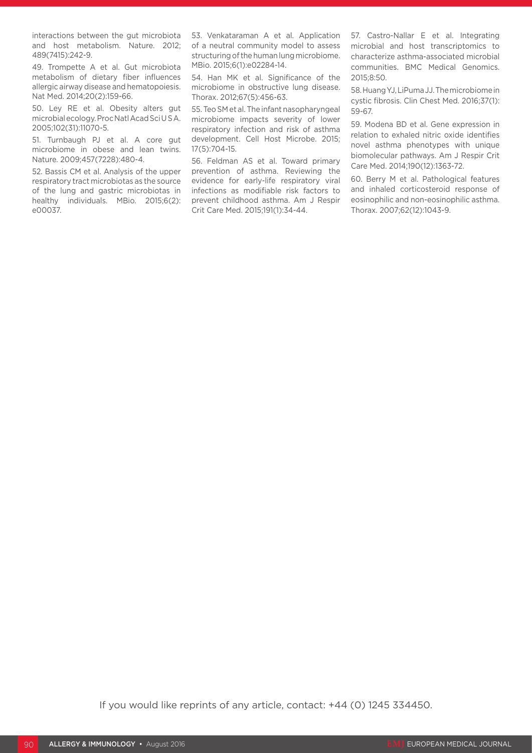interactions between the gut microbiota and host metabolism. Nature. 2012; 489(7415):242-9.

49. Trompette A et al. Gut microbiota metabolism of dietary fiber influences allergic airway disease and hematopoiesis. Nat Med. 2014;20(2):159-66.

50. Ley RE et al. Obesity alters gut microbial ecology. Proc Natl Acad Sci U S A. 2005;102(31):11070-5.

51. Turnbaugh PJ et al. A core gut microbiome in obese and lean twins. Nature. 2009;457(7228):480-4.

52. Bassis CM et al. Analysis of the upper respiratory tract microbiotas as the source of the lung and gastric microbiotas in healthy individuals. MBio. 2015;6(2): e00037.

53. Venkataraman A et al. Application of a neutral community model to assess structuring of the human lung microbiome. MBio. 2015;6(1):e02284-14.

54. Han MK et al. Significance of the microbiome in obstructive lung disease. Thorax. 2012;67(5):456-63.

55. Teo SM et al. The infant nasopharyngeal microbiome impacts severity of lower respiratory infection and risk of asthma development. Cell Host Microbe. 2015; 17(5):704-15.

56. Feldman AS et al. Toward primary prevention of asthma. Reviewing the evidence for early-life respiratory viral infections as modifiable risk factors to prevent childhood asthma. Am J Respir Crit Care Med. 2015;191(1):34-44.

57. Castro-Nallar E et al. Integrating microbial and host transcriptomics to characterize asthma-associated microbial communities. BMC Medical Genomics. 2015;8:50.

58. Huang YJ, LiPuma JJ. The microbiome in cystic fibrosis. Clin Chest Med. 2016;37(1): 59-67.

59. Modena BD et al. Gene expression in relation to exhaled nitric oxide identifies novel asthma phenotypes with unique biomolecular pathways. Am J Respir Crit Care Med. 2014;190(12):1363-72.

60. Berry M et al. Pathological features and inhaled corticosteroid response of eosinophilic and non-eosinophilic asthma. Thorax. 2007;62(12):1043-9.

If you would like reprints of any article, contact: +44 (0) 1245 334450.